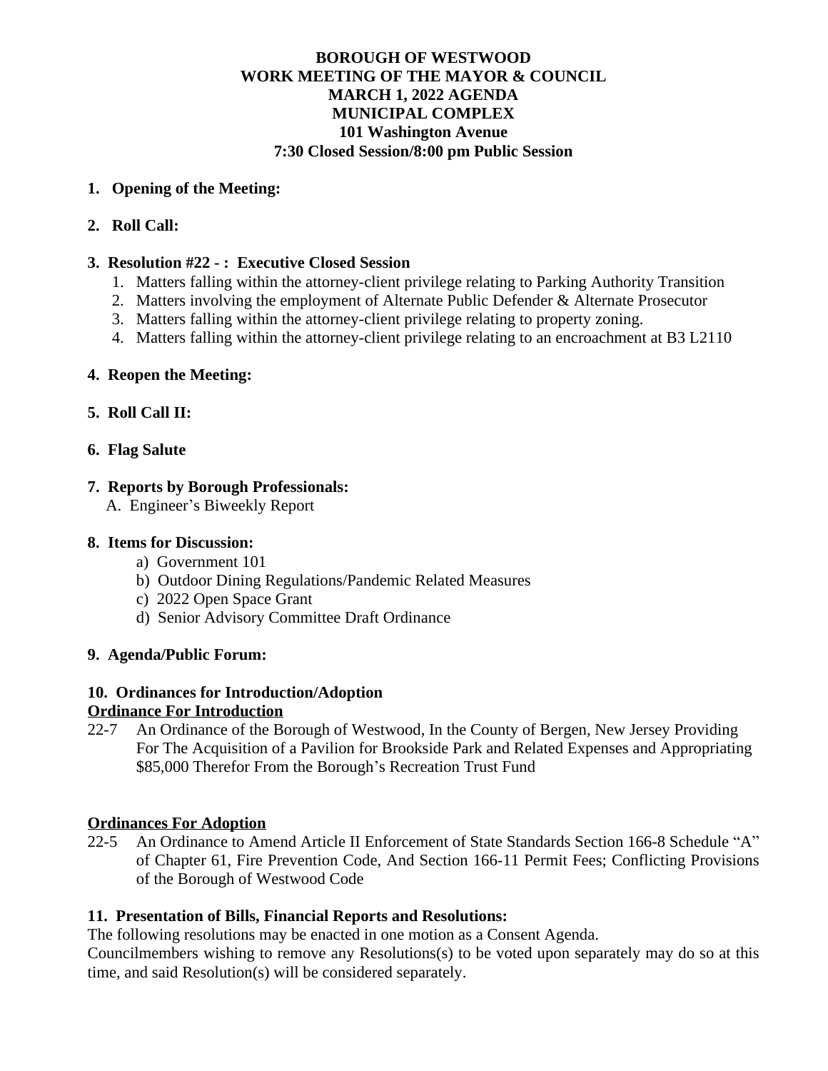# BOROUGH OF WESTWOOD
# WORK MEETING OF THE MAYOR & COUNCIL
# MARCH 1, 2022 AGENDA
# MUNICIPAL COMPLEX
# 101 Washington Avenue
# 7:30 Closed Session/8:00 pm Public Session

**1. Opening of the Meeting:**

**2. Roll Call:**

**3. Resolution #22 - : Executive Closed Session**

1. Matters falling within the attorney-client privilege relating to Parking Authority Transition
2. Matters involving the employment of Alternate Public Defender & Alternate Prosecutor
3. Matters falling within the attorney-client privilege relating to property zoning.
4. Matters falling within the attorney-client privilege relating to an encroachment at B3 L2110

**4. Reopen the Meeting:**

**5. Roll Call II:**

**6. Flag Salute**

**7. Reports by Borough Professionals:**

A. Engineer's Biweekly Report

**8. Items for Discussion:**

a) Government 101
b) Outdoor Dining Regulations/Pandemic Related Measures
c) 2022 Open Space Grant
d) Senior Advisory Committee Draft Ordinance

**9. Agenda/Public Forum:**

**10. Ordinances for Introduction/Adoption**

**<u>Ordinance For Introduction</u>**

22-7 An Ordinance of the Borough of Westwood, In the County of Bergen, New Jersey Providing For The Acquisition of a Pavilion for Brookside Park and Related Expenses and Appropriating $85,000 Therefor From the Borough's Recreation Trust Fund

**<u>Ordinances For Adoption</u>**

22-5 An Ordinance to Amend Article II Enforcement of State Standards Section 166-8 Schedule "A" of Chapter 61, Fire Prevention Code, And Section 166-11 Permit Fees; Conflicting Provisions of the Borough of Westwood Code

**11. Presentation of Bills, Financial Reports and Resolutions:**

The following resolutions may be enacted in one motion as a Consent Agenda.
Councilmembers wishing to remove any Resolutions(s) to be voted upon separately may do so at this time, and said Resolution(s) will be considered separately.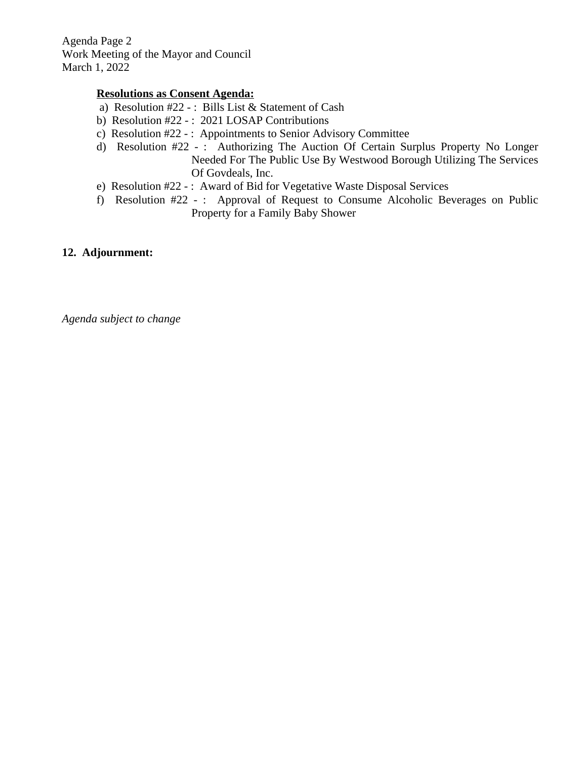Agenda Page 2
Work Meeting of the Mayor and Council
March 1, 2022

**Resolutions as Consent Agenda:**

a) Resolution #22 - : Bills List & Statement of Cash
b) Resolution #22 - : 2021 LOSAP Contributions
c) Resolution #22 - : Appointments to Senior Advisory Committee
d) Resolution #22 - : Authorizing The Auction Of Certain Surplus Property No Longer Needed For The Public Use By Westwood Borough Utilizing The Services Of Govdeals, Inc.
e) Resolution #22 - : Award of Bid for Vegetative Waste Disposal Services
f) Resolution #22 - : Approval of Request to Consume Alcoholic Beverages on Public Property for a Family Baby Shower

**12. Adjournment:**

*Agenda subject to change*